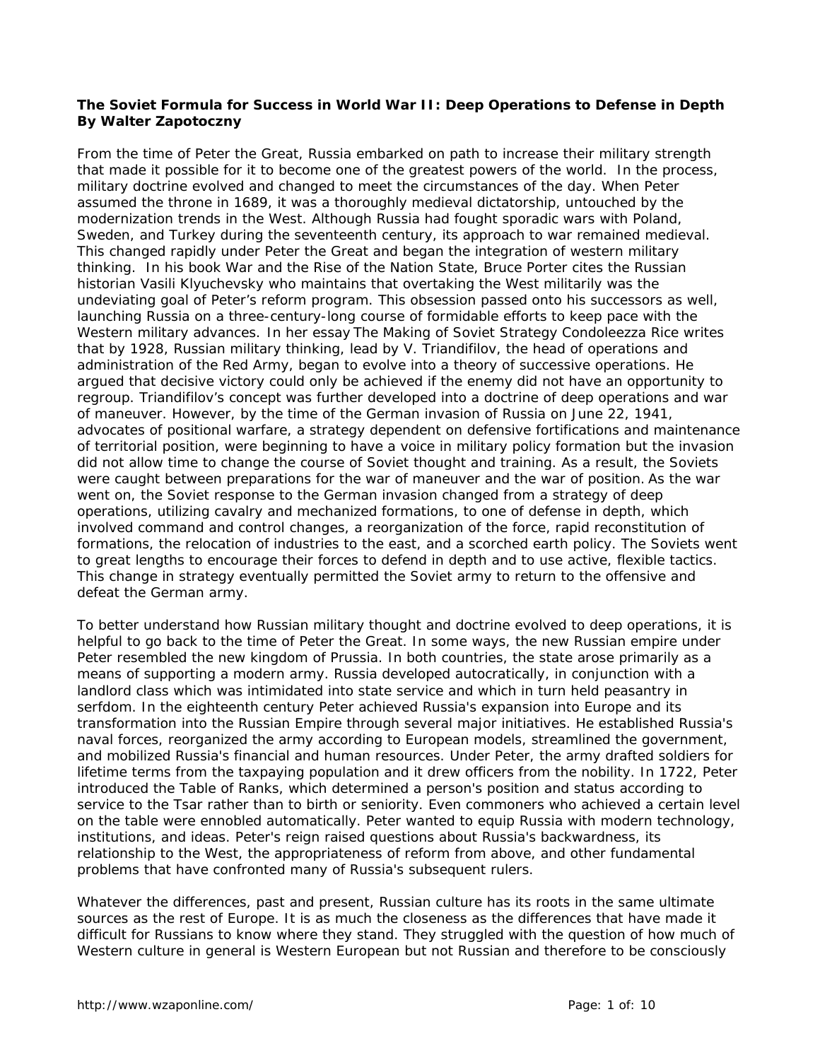**The Soviet Formula for Success in World War II: Deep Operations to Defense in Depth**
**By Walter Zapotoczny**

From the time of Peter the Great, Russia embarked on path to increase their military strength that made it possible for it to become one of the greatest powers of the world. In the process, military doctrine evolved and changed to meet the circumstances of the day. When Peter assumed the throne in 1689, it was a thoroughly medieval dictatorship, untouched by the modernization trends in the West. Although Russia had fought sporadic wars with Poland, Sweden, and Turkey during the seventeenth century, its approach to war remained medieval. This changed rapidly under Peter the Great and began the integration of western military thinking. In his book War and the Rise of the Nation State, Bruce Porter cites the Russian historian Vasili Klyuchevsky who maintains that overtaking the West militarily was the undeviating goal of Peter's reform program. This obsession passed onto his successors as well, launching Russia on a three-century-long course of formidable efforts to keep pace with the Western military advances. In her essay The Making of Soviet Strategy Condoleezza Rice writes that by 1928, Russian military thinking, lead by V. Triandifilov, the head of operations and administration of the Red Army, began to evolve into a theory of successive operations. He argued that decisive victory could only be achieved if the enemy did not have an opportunity to regroup. Triandifilov's concept was further developed into a doctrine of deep operations and war of maneuver. However, by the time of the German invasion of Russia on June 22, 1941, advocates of positional warfare, a strategy dependent on defensive fortifications and maintenance of territorial position, were beginning to have a voice in military policy formation but the invasion did not allow time to change the course of Soviet thought and training. As a result, the Soviets were caught between preparations for the war of maneuver and the war of position. As the war went on, the Soviet response to the German invasion changed from a strategy of deep operations, utilizing cavalry and mechanized formations, to one of defense in depth, which involved command and control changes, a reorganization of the force, rapid reconstitution of formations, the relocation of industries to the east, and a scorched earth policy. The Soviets went to great lengths to encourage their forces to defend in depth and to use active, flexible tactics. This change in strategy eventually permitted the Soviet army to return to the offensive and defeat the German army.

To better understand how Russian military thought and doctrine evolved to deep operations, it is helpful to go back to the time of Peter the Great. In some ways, the new Russian empire under Peter resembled the new kingdom of Prussia. In both countries, the state arose primarily as a means of supporting a modern army. Russia developed autocratically, in conjunction with a landlord class which was intimidated into state service and which in turn held peasantry in serfdom. In the eighteenth century Peter achieved Russia's expansion into Europe and its transformation into the Russian Empire through several major initiatives. He established Russia's naval forces, reorganized the army according to European models, streamlined the government, and mobilized Russia's financial and human resources. Under Peter, the army drafted soldiers for lifetime terms from the taxpaying population and it drew officers from the nobility. In 1722, Peter introduced the Table of Ranks, which determined a person's position and status according to service to the Tsar rather than to birth or seniority. Even commoners who achieved a certain level on the table were ennobled automatically. Peter wanted to equip Russia with modern technology, institutions, and ideas. Peter's reign raised questions about Russia's backwardness, its relationship to the West, the appropriateness of reform from above, and other fundamental problems that have confronted many of Russia's subsequent rulers.

Whatever the differences, past and present, Russian culture has its roots in the same ultimate sources as the rest of Europe. It is as much the closeness as the differences that have made it difficult for Russians to know where they stand. They struggled with the question of how much of Western culture in general is Western European but not Russian and therefore to be consciously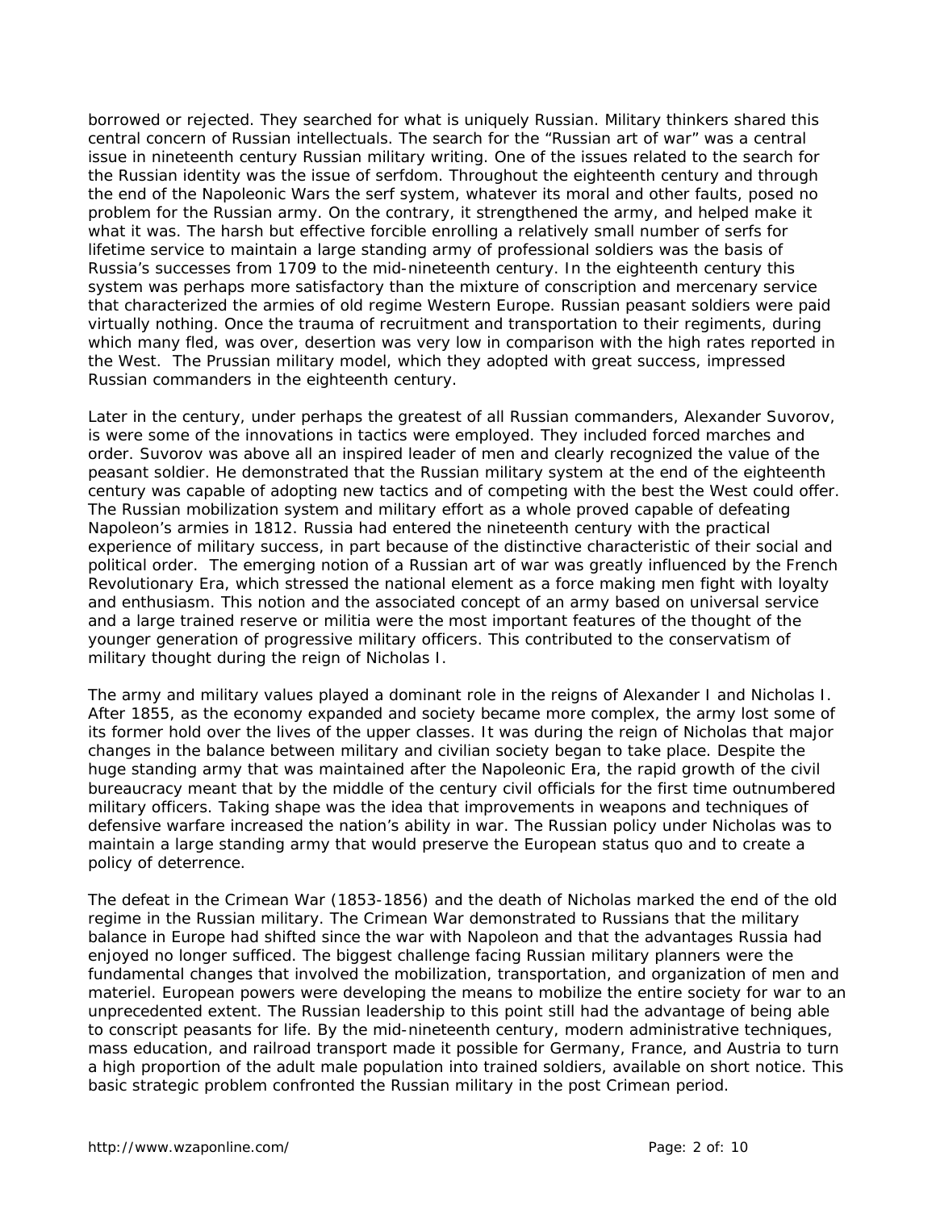borrowed or rejected. They searched for what is uniquely Russian. Military thinkers shared this central concern of Russian intellectuals. The search for the "Russian art of war" was a central issue in nineteenth century Russian military writing. One of the issues related to the search for the Russian identity was the issue of serfdom. Throughout the eighteenth century and through the end of the Napoleonic Wars the serf system, whatever its moral and other faults, posed no problem for the Russian army. On the contrary, it strengthened the army, and helped make it what it was. The harsh but effective forcible enrolling a relatively small number of serfs for lifetime service to maintain a large standing army of professional soldiers was the basis of Russia's successes from 1709 to the mid-nineteenth century. In the eighteenth century this system was perhaps more satisfactory than the mixture of conscription and mercenary service that characterized the armies of old regime Western Europe. Russian peasant soldiers were paid virtually nothing. Once the trauma of recruitment and transportation to their regiments, during which many fled, was over, desertion was very low in comparison with the high rates reported in the West. The Prussian military model, which they adopted with great success, impressed Russian commanders in the eighteenth century.

Later in the century, under perhaps the greatest of all Russian commanders, Alexander Suvorov, is were some of the innovations in tactics were employed. They included forced marches and order. Suvorov was above all an inspired leader of men and clearly recognized the value of the peasant soldier. He demonstrated that the Russian military system at the end of the eighteenth century was capable of adopting new tactics and of competing with the best the West could offer. The Russian mobilization system and military effort as a whole proved capable of defeating Napoleon's armies in 1812. Russia had entered the nineteenth century with the practical experience of military success, in part because of the distinctive characteristic of their social and political order. The emerging notion of a Russian art of war was greatly influenced by the French Revolutionary Era, which stressed the national element as a force making men fight with loyalty and enthusiasm. This notion and the associated concept of an army based on universal service and a large trained reserve or militia were the most important features of the thought of the younger generation of progressive military officers. This contributed to the conservatism of military thought during the reign of Nicholas I.

The army and military values played a dominant role in the reigns of Alexander I and Nicholas I. After 1855, as the economy expanded and society became more complex, the army lost some of its former hold over the lives of the upper classes. It was during the reign of Nicholas that major changes in the balance between military and civilian society began to take place. Despite the huge standing army that was maintained after the Napoleonic Era, the rapid growth of the civil bureaucracy meant that by the middle of the century civil officials for the first time outnumbered military officers. Taking shape was the idea that improvements in weapons and techniques of defensive warfare increased the nation's ability in war. The Russian policy under Nicholas was to maintain a large standing army that would preserve the European status quo and to create a policy of deterrence.

The defeat in the Crimean War (1853-1856) and the death of Nicholas marked the end of the old regime in the Russian military. The Crimean War demonstrated to Russians that the military balance in Europe had shifted since the war with Napoleon and that the advantages Russia had enjoyed no longer sufficed. The biggest challenge facing Russian military planners were the fundamental changes that involved the mobilization, transportation, and organization of men and materiel. European powers were developing the means to mobilize the entire society for war to an unprecedented extent. The Russian leadership to this point still had the advantage of being able to conscript peasants for life. By the mid-nineteenth century, modern administrative techniques, mass education, and railroad transport made it possible for Germany, France, and Austria to turn a high proportion of the adult male population into trained soldiers, available on short notice. This basic strategic problem confronted the Russian military in the post Crimean period.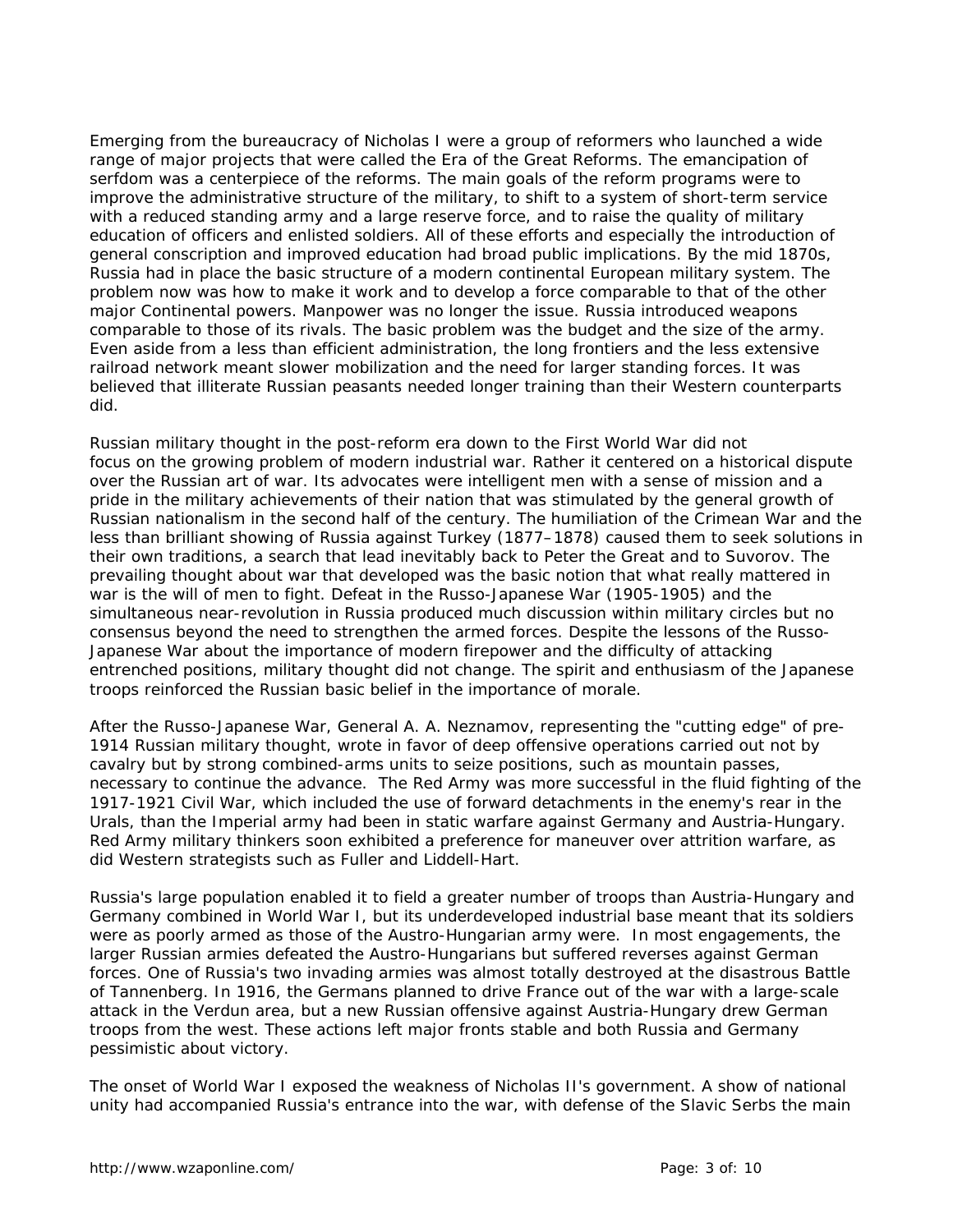Emerging from the bureaucracy of Nicholas I were a group of reformers who launched a wide range of major projects that were called the Era of the Great Reforms. The emancipation of serfdom was a centerpiece of the reforms. The main goals of the reform programs were to improve the administrative structure of the military, to shift to a system of short-term service with a reduced standing army and a large reserve force, and to raise the quality of military education of officers and enlisted soldiers. All of these efforts and especially the introduction of general conscription and improved education had broad public implications. By the mid 1870s, Russia had in place the basic structure of a modern continental European military system. The problem now was how to make it work and to develop a force comparable to that of the other major Continental powers. Manpower was no longer the issue. Russia introduced weapons comparable to those of its rivals. The basic problem was the budget and the size of the army. Even aside from a less than efficient administration, the long frontiers and the less extensive railroad network meant slower mobilization and the need for larger standing forces. It was believed that illiterate Russian peasants needed longer training than their Western counterparts did.

Russian military thought in the post-reform era down to the First World War did not focus on the growing problem of modern industrial war. Rather it centered on a historical dispute over the Russian art of war. Its advocates were intelligent men with a sense of mission and a pride in the military achievements of their nation that was stimulated by the general growth of Russian nationalism in the second half of the century. The humiliation of the Crimean War and the less than brilliant showing of Russia against Turkey (1877–1878) caused them to seek solutions in their own traditions, a search that lead inevitably back to Peter the Great and to Suvorov. The prevailing thought about war that developed was the basic notion that what really mattered in war is the will of men to fight. Defeat in the Russo-Japanese War (1905-1905) and the simultaneous near-revolution in Russia produced much discussion within military circles but no consensus beyond the need to strengthen the armed forces. Despite the lessons of the Russo-Japanese War about the importance of modern firepower and the difficulty of attacking entrenched positions, military thought did not change. The spirit and enthusiasm of the Japanese troops reinforced the Russian basic belief in the importance of morale.

After the Russo-Japanese War, General A. A. Neznamov, representing the "cutting edge" of pre-1914 Russian military thought, wrote in favor of deep offensive operations carried out not by cavalry but by strong combined-arms units to seize positions, such as mountain passes, necessary to continue the advance. The Red Army was more successful in the fluid fighting of the 1917-1921 Civil War, which included the use of forward detachments in the enemy's rear in the Urals, than the Imperial army had been in static warfare against Germany and Austria-Hungary. Red Army military thinkers soon exhibited a preference for maneuver over attrition warfare, as did Western strategists such as Fuller and Liddell-Hart.

Russia's large population enabled it to field a greater number of troops than Austria-Hungary and Germany combined in World War I, but its underdeveloped industrial base meant that its soldiers were as poorly armed as those of the Austro-Hungarian army were. In most engagements, the larger Russian armies defeated the Austro-Hungarians but suffered reverses against German forces. One of Russia's two invading armies was almost totally destroyed at the disastrous Battle of Tannenberg. In 1916, the Germans planned to drive France out of the war with a large-scale attack in the Verdun area, but a new Russian offensive against Austria-Hungary drew German troops from the west. These actions left major fronts stable and both Russia and Germany pessimistic about victory.

The onset of World War I exposed the weakness of Nicholas II's government. A show of national unity had accompanied Russia's entrance into the war, with defense of the Slavic Serbs the main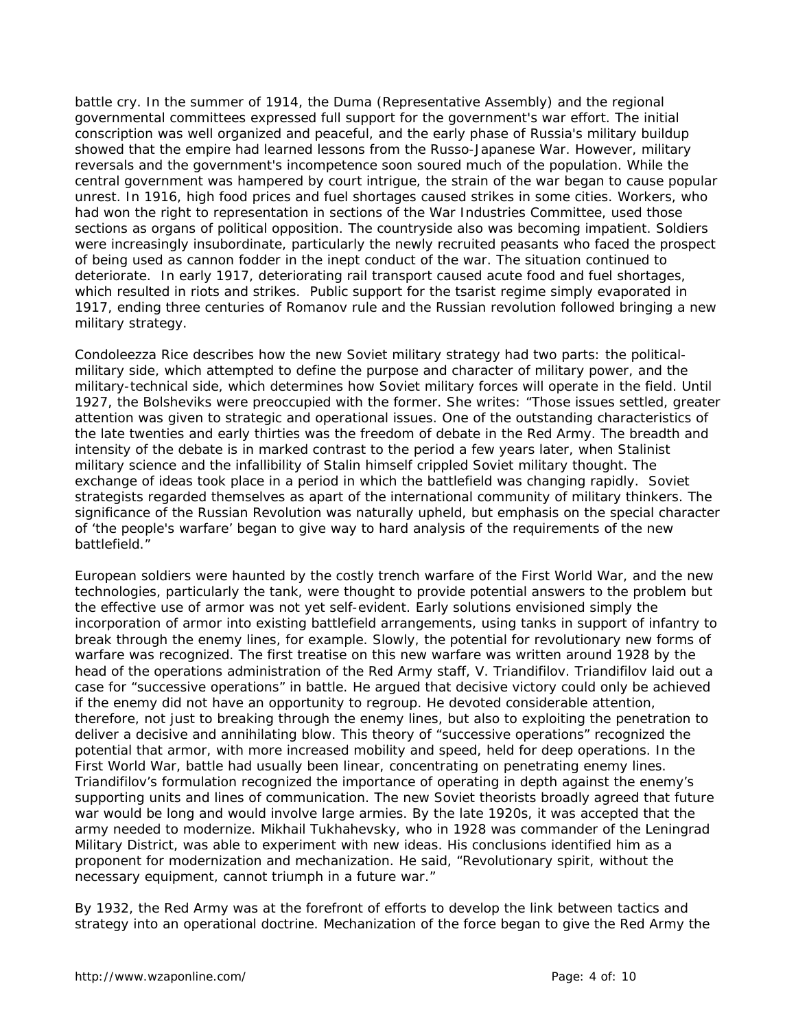battle cry. In the summer of 1914, the Duma (Representative Assembly) and the regional governmental committees expressed full support for the government's war effort. The initial conscription was well organized and peaceful, and the early phase of Russia's military buildup showed that the empire had learned lessons from the Russo-Japanese War. However, military reversals and the government's incompetence soon soured much of the population. While the central government was hampered by court intrigue, the strain of the war began to cause popular unrest. In 1916, high food prices and fuel shortages caused strikes in some cities. Workers, who had won the right to representation in sections of the War Industries Committee, used those sections as organs of political opposition. The countryside also was becoming impatient. Soldiers were increasingly insubordinate, particularly the newly recruited peasants who faced the prospect of being used as cannon fodder in the inept conduct of the war. The situation continued to deteriorate. In early 1917, deteriorating rail transport caused acute food and fuel shortages, which resulted in riots and strikes. Public support for the tsarist regime simply evaporated in 1917, ending three centuries of Romanov rule and the Russian revolution followed bringing a new military strategy.

Condoleezza Rice describes how the new Soviet military strategy had two parts: the political-military side, which attempted to define the purpose and character of military power, and the military-technical side, which determines how Soviet military forces will operate in the field. Until 1927, the Bolsheviks were preoccupied with the former. She writes: "Those issues settled, greater attention was given to strategic and operational issues. One of the outstanding characteristics of the late twenties and early thirties was the freedom of debate in the Red Army. The breadth and intensity of the debate is in marked contrast to the period a few years later, when Stalinist military science and the infallibility of Stalin himself crippled Soviet military thought. The exchange of ideas took place in a period in which the battlefield was changing rapidly. Soviet strategists regarded themselves as apart of the international community of military thinkers. The significance of the Russian Revolution was naturally upheld, but emphasis on the special character of 'the people's warfare' began to give way to hard analysis of the requirements of the new battlefield."

European soldiers were haunted by the costly trench warfare of the First World War, and the new technologies, particularly the tank, were thought to provide potential answers to the problem but the effective use of armor was not yet self-evident. Early solutions envisioned simply the incorporation of armor into existing battlefield arrangements, using tanks in support of infantry to break through the enemy lines, for example. Slowly, the potential for revolutionary new forms of warfare was recognized. The first treatise on this new warfare was written around 1928 by the head of the operations administration of the Red Army staff, V. Triandifilov. Triandifilov laid out a case for "successive operations" in battle. He argued that decisive victory could only be achieved if the enemy did not have an opportunity to regroup. He devoted considerable attention, therefore, not just to breaking through the enemy lines, but also to exploiting the penetration to deliver a decisive and annihilating blow. This theory of "successive operations" recognized the potential that armor, with more increased mobility and speed, held for deep operations. In the First World War, battle had usually been linear, concentrating on penetrating enemy lines. Triandifilov's formulation recognized the importance of operating in depth against the enemy's supporting units and lines of communication. The new Soviet theorists broadly agreed that future war would be long and would involve large armies. By the late 1920s, it was accepted that the army needed to modernize. Mikhail Tukhahevsky, who in 1928 was commander of the Leningrad Military District, was able to experiment with new ideas. His conclusions identified him as a proponent for modernization and mechanization. He said, "Revolutionary spirit, without the necessary equipment, cannot triumph in a future war."

By 1932, the Red Army was at the forefront of efforts to develop the link between tactics and strategy into an operational doctrine. Mechanization of the force began to give the Red Army the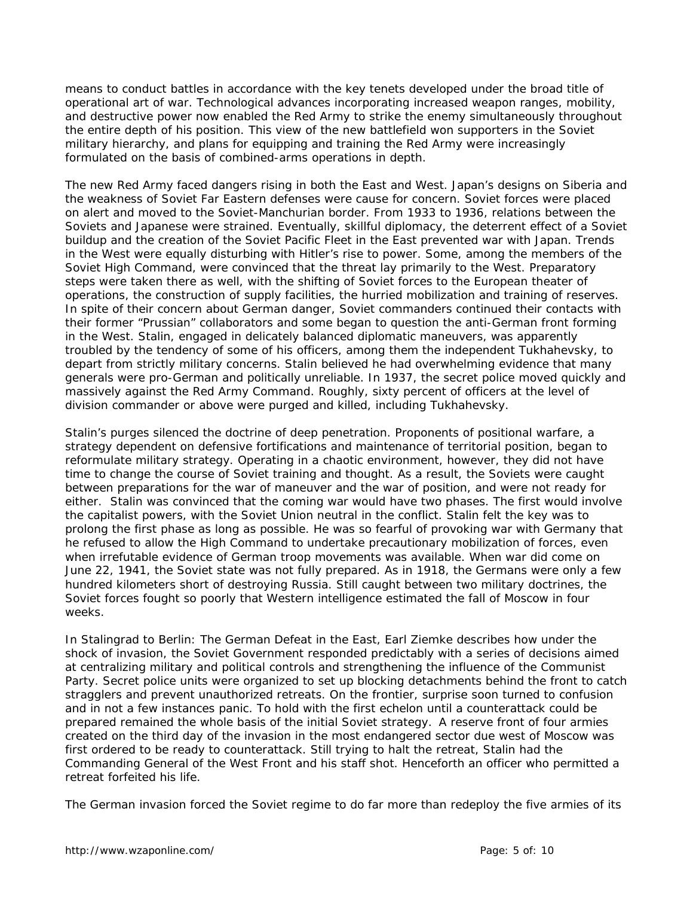means to conduct battles in accordance with the key tenets developed under the broad title of operational art of war. Technological advances incorporating increased weapon ranges, mobility, and destructive power now enabled the Red Army to strike the enemy simultaneously throughout the entire depth of his position. This view of the new battlefield won supporters in the Soviet military hierarchy, and plans for equipping and training the Red Army were increasingly formulated on the basis of combined-arms operations in depth.

The new Red Army faced dangers rising in both the East and West. Japan's designs on Siberia and the weakness of Soviet Far Eastern defenses were cause for concern. Soviet forces were placed on alert and moved to the Soviet-Manchurian border. From 1933 to 1936, relations between the Soviets and Japanese were strained. Eventually, skillful diplomacy, the deterrent effect of a Soviet buildup and the creation of the Soviet Pacific Fleet in the East prevented war with Japan. Trends in the West were equally disturbing with Hitler's rise to power. Some, among the members of the Soviet High Command, were convinced that the threat lay primarily to the West. Preparatory steps were taken there as well, with the shifting of Soviet forces to the European theater of operations, the construction of supply facilities, the hurried mobilization and training of reserves. In spite of their concern about German danger, Soviet commanders continued their contacts with their former "Prussian" collaborators and some began to question the anti-German front forming in the West. Stalin, engaged in delicately balanced diplomatic maneuvers, was apparently troubled by the tendency of some of his officers, among them the independent Tukhahevsky, to depart from strictly military concerns. Stalin believed he had overwhelming evidence that many generals were pro-German and politically unreliable. In 1937, the secret police moved quickly and massively against the Red Army Command. Roughly, sixty percent of officers at the level of division commander or above were purged and killed, including Tukhahevsky.

Stalin's purges silenced the doctrine of deep penetration. Proponents of positional warfare, a strategy dependent on defensive fortifications and maintenance of territorial position, began to reformulate military strategy. Operating in a chaotic environment, however, they did not have time to change the course of Soviet training and thought. As a result, the Soviets were caught between preparations for the war of maneuver and the war of position, and were not ready for either. Stalin was convinced that the coming war would have two phases. The first would involve the capitalist powers, with the Soviet Union neutral in the conflict. Stalin felt the key was to prolong the first phase as long as possible. He was so fearful of provoking war with Germany that he refused to allow the High Command to undertake precautionary mobilization of forces, even when irrefutable evidence of German troop movements was available. When war did come on June 22, 1941, the Soviet state was not fully prepared. As in 1918, the Germans were only a few hundred kilometers short of destroying Russia. Still caught between two military doctrines, the Soviet forces fought so poorly that Western intelligence estimated the fall of Moscow in four weeks.

In Stalingrad to Berlin: The German Defeat in the East, Earl Ziemke describes how under the shock of invasion, the Soviet Government responded predictably with a series of decisions aimed at centralizing military and political controls and strengthening the influence of the Communist Party. Secret police units were organized to set up blocking detachments behind the front to catch stragglers and prevent unauthorized retreats. On the frontier, surprise soon turned to confusion and in not a few instances panic. To hold with the first echelon until a counterattack could be prepared remained the whole basis of the initial Soviet strategy. A reserve front of four armies created on the third day of the invasion in the most endangered sector due west of Moscow was first ordered to be ready to counterattack. Still trying to halt the retreat, Stalin had the Commanding General of the West Front and his staff shot. Henceforth an officer who permitted a retreat forfeited his life.

The German invasion forced the Soviet regime to do far more than redeploy the five armies of its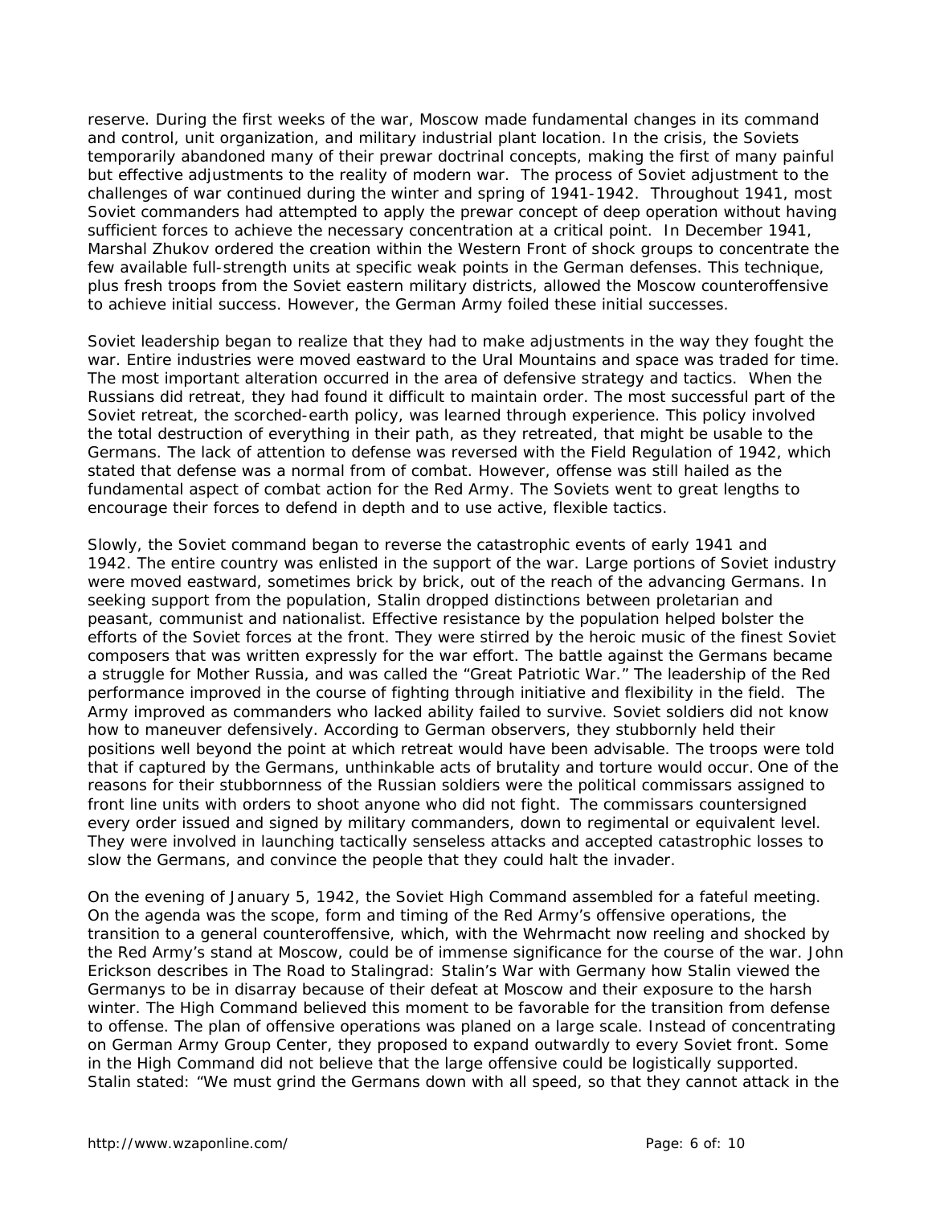reserve. During the first weeks of the war, Moscow made fundamental changes in its command and control, unit organization, and military industrial plant location. In the crisis, the Soviets temporarily abandoned many of their prewar doctrinal concepts, making the first of many painful but effective adjustments to the reality of modern war. The process of Soviet adjustment to the challenges of war continued during the winter and spring of 1941-1942. Throughout 1941, most Soviet commanders had attempted to apply the prewar concept of deep operation without having sufficient forces to achieve the necessary concentration at a critical point. In December 1941, Marshal Zhukov ordered the creation within the Western Front of shock groups to concentrate the few available full-strength units at specific weak points in the German defenses. This technique, plus fresh troops from the Soviet eastern military districts, allowed the Moscow counteroffensive to achieve initial success. However, the German Army foiled these initial successes.

Soviet leadership began to realize that they had to make adjustments in the way they fought the war. Entire industries were moved eastward to the Ural Mountains and space was traded for time. The most important alteration occurred in the area of defensive strategy and tactics. When the Russians did retreat, they had found it difficult to maintain order. The most successful part of the Soviet retreat, the scorched-earth policy, was learned through experience. This policy involved the total destruction of everything in their path, as they retreated, that might be usable to the Germans. The lack of attention to defense was reversed with the Field Regulation of 1942, which stated that defense was a normal from of combat. However, offense was still hailed as the fundamental aspect of combat action for the Red Army. The Soviets went to great lengths to encourage their forces to defend in depth and to use active, flexible tactics.

Slowly, the Soviet command began to reverse the catastrophic events of early 1941 and 1942. The entire country was enlisted in the support of the war. Large portions of Soviet industry were moved eastward, sometimes brick by brick, out of the reach of the advancing Germans. In seeking support from the population, Stalin dropped distinctions between proletarian and peasant, communist and nationalist. Effective resistance by the population helped bolster the efforts of the Soviet forces at the front. They were stirred by the heroic music of the finest Soviet composers that was written expressly for the war effort. The battle against the Germans became a struggle for Mother Russia, and was called the "Great Patriotic War." The leadership of the Red performance improved in the course of fighting through initiative and flexibility in the field. The Army improved as commanders who lacked ability failed to survive. Soviet soldiers did not know how to maneuver defensively. According to German observers, they stubbornly held their positions well beyond the point at which retreat would have been advisable. The troops were told that if captured by the Germans, unthinkable acts of brutality and torture would occur. One of the reasons for their stubbornness of the Russian soldiers were the political commissars assigned to front line units with orders to shoot anyone who did not fight. The commissars countersigned every order issued and signed by military commanders, down to regimental or equivalent level. They were involved in launching tactically senseless attacks and accepted catastrophic losses to slow the Germans, and convince the people that they could halt the invader.

On the evening of January 5, 1942, the Soviet High Command assembled for a fateful meeting. On the agenda was the scope, form and timing of the Red Army's offensive operations, the transition to a general counteroffensive, which, with the Wehrmacht now reeling and shocked by the Red Army's stand at Moscow, could be of immense significance for the course of the war. John Erickson describes in The Road to Stalingrad: Stalin's War with Germany how Stalin viewed the Germanys to be in disarray because of their defeat at Moscow and their exposure to the harsh winter. The High Command believed this moment to be favorable for the transition from defense to offense. The plan of offensive operations was planed on a large scale. Instead of concentrating on German Army Group Center, they proposed to expand outwardly to every Soviet front. Some in the High Command did not believe that the large offensive could be logistically supported. Stalin stated: "We must grind the Germans down with all speed, so that they cannot attack in the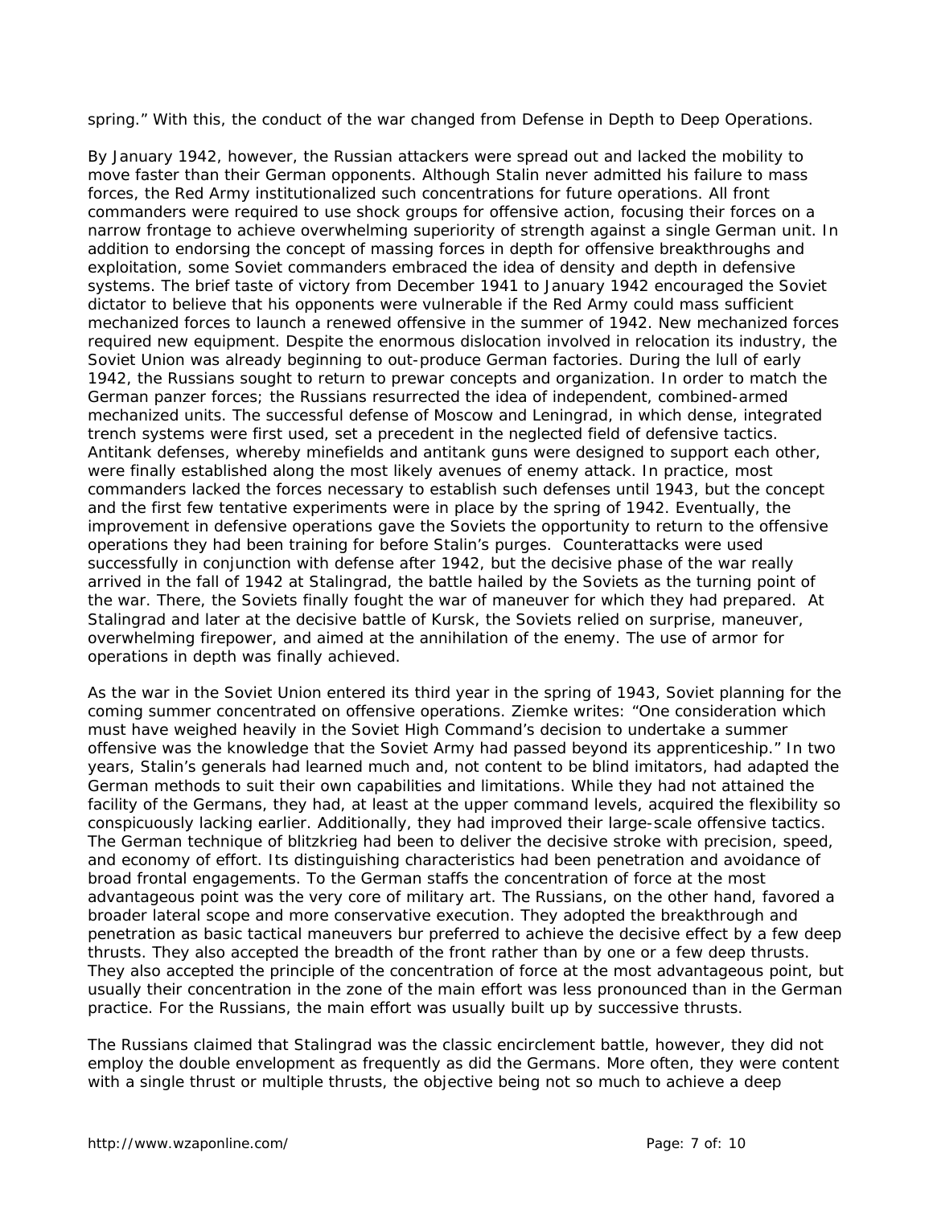spring." With this, the conduct of the war changed from Defense in Depth to Deep Operations.

By January 1942, however, the Russian attackers were spread out and lacked the mobility to move faster than their German opponents. Although Stalin never admitted his failure to mass forces, the Red Army institutionalized such concentrations for future operations. All front commanders were required to use shock groups for offensive action, focusing their forces on a narrow frontage to achieve overwhelming superiority of strength against a single German unit. In addition to endorsing the concept of massing forces in depth for offensive breakthroughs and exploitation, some Soviet commanders embraced the idea of density and depth in defensive systems. The brief taste of victory from December 1941 to January 1942 encouraged the Soviet dictator to believe that his opponents were vulnerable if the Red Army could mass sufficient mechanized forces to launch a renewed offensive in the summer of 1942. New mechanized forces required new equipment. Despite the enormous dislocation involved in relocation its industry, the Soviet Union was already beginning to out-produce German factories. During the lull of early 1942, the Russians sought to return to prewar concepts and organization. In order to match the German panzer forces; the Russians resurrected the idea of independent, combined-armed mechanized units. The successful defense of Moscow and Leningrad, in which dense, integrated trench systems were first used, set a precedent in the neglected field of defensive tactics. Antitank defenses, whereby minefields and antitank guns were designed to support each other, were finally established along the most likely avenues of enemy attack. In practice, most commanders lacked the forces necessary to establish such defenses until 1943, but the concept and the first few tentative experiments were in place by the spring of 1942. Eventually, the improvement in defensive operations gave the Soviets the opportunity to return to the offensive operations they had been training for before Stalin's purges. Counterattacks were used successfully in conjunction with defense after 1942, but the decisive phase of the war really arrived in the fall of 1942 at Stalingrad, the battle hailed by the Soviets as the turning point of the war. There, the Soviets finally fought the war of maneuver for which they had prepared. At Stalingrad and later at the decisive battle of Kursk, the Soviets relied on surprise, maneuver, overwhelming firepower, and aimed at the annihilation of the enemy. The use of armor for operations in depth was finally achieved.

As the war in the Soviet Union entered its third year in the spring of 1943, Soviet planning for the coming summer concentrated on offensive operations. Ziemke writes: "One consideration which must have weighed heavily in the Soviet High Command's decision to undertake a summer offensive was the knowledge that the Soviet Army had passed beyond its apprenticeship." In two years, Stalin's generals had learned much and, not content to be blind imitators, had adapted the German methods to suit their own capabilities and limitations. While they had not attained the facility of the Germans, they had, at least at the upper command levels, acquired the flexibility so conspicuously lacking earlier. Additionally, they had improved their large-scale offensive tactics. The German technique of blitzkrieg had been to deliver the decisive stroke with precision, speed, and economy of effort. Its distinguishing characteristics had been penetration and avoidance of broad frontal engagements. To the German staffs the concentration of force at the most advantageous point was the very core of military art. The Russians, on the other hand, favored a broader lateral scope and more conservative execution. They adopted the breakthrough and penetration as basic tactical maneuvers bur preferred to achieve the decisive effect by a few deep thrusts. They also accepted the breadth of the front rather than by one or a few deep thrusts. They also accepted the principle of the concentration of force at the most advantageous point, but usually their concentration in the zone of the main effort was less pronounced than in the German practice. For the Russians, the main effort was usually built up by successive thrusts.

The Russians claimed that Stalingrad was the classic encirclement battle, however, they did not employ the double envelopment as frequently as did the Germans. More often, they were content with a single thrust or multiple thrusts, the objective being not so much to achieve a deep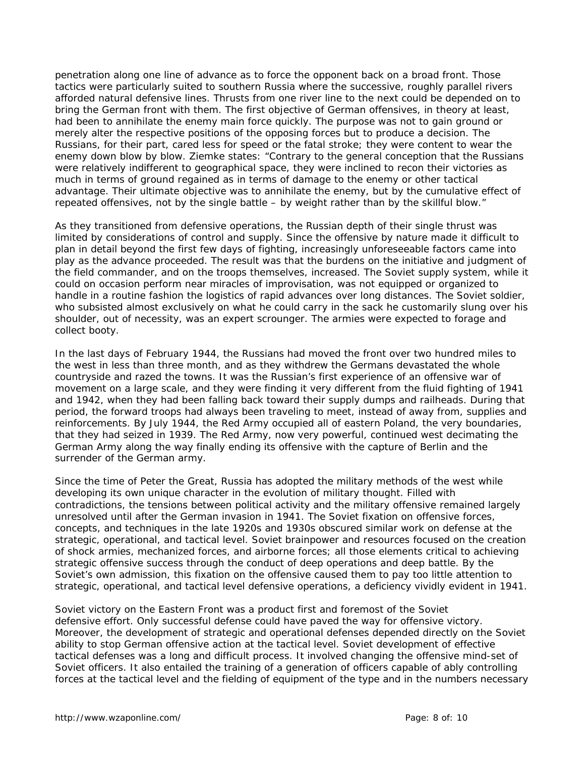penetration along one line of advance as to force the opponent back on a broad front. Those tactics were particularly suited to southern Russia where the successive, roughly parallel rivers afforded natural defensive lines. Thrusts from one river line to the next could be depended on to bring the German front with them. The first objective of German offensives, in theory at least, had been to annihilate the enemy main force quickly. The purpose was not to gain ground or merely alter the respective positions of the opposing forces but to produce a decision. The Russians, for their part, cared less for speed or the fatal stroke; they were content to wear the enemy down blow by blow. Ziemke states: "Contrary to the general conception that the Russians were relatively indifferent to geographical space, they were inclined to recon their victories as much in terms of ground regained as in terms of damage to the enemy or other tactical advantage. Their ultimate objective was to annihilate the enemy, but by the cumulative effect of repeated offensives, not by the single battle – by weight rather than by the skillful blow."

As they transitioned from defensive operations, the Russian depth of their single thrust was limited by considerations of control and supply. Since the offensive by nature made it difficult to plan in detail beyond the first few days of fighting, increasingly unforeseeable factors came into play as the advance proceeded. The result was that the burdens on the initiative and judgment of the field commander, and on the troops themselves, increased. The Soviet supply system, while it could on occasion perform near miracles of improvisation, was not equipped or organized to handle in a routine fashion the logistics of rapid advances over long distances. The Soviet soldier, who subsisted almost exclusively on what he could carry in the sack he customarily slung over his shoulder, out of necessity, was an expert scrounger. The armies were expected to forage and collect booty.

In the last days of February 1944, the Russians had moved the front over two hundred miles to the west in less than three month, and as they withdrew the Germans devastated the whole countryside and razed the towns. It was the Russian's first experience of an offensive war of movement on a large scale, and they were finding it very different from the fluid fighting of 1941 and 1942, when they had been falling back toward their supply dumps and railheads. During that period, the forward troops had always been traveling to meet, instead of away from, supplies and reinforcements. By July 1944, the Red Army occupied all of eastern Poland, the very boundaries, that they had seized in 1939. The Red Army, now very powerful, continued west decimating the German Army along the way finally ending its offensive with the capture of Berlin and the surrender of the German army.

Since the time of Peter the Great, Russia has adopted the military methods of the west while developing its own unique character in the evolution of military thought. Filled with contradictions, the tensions between political activity and the military offensive remained largely unresolved until after the German invasion in 1941. The Soviet fixation on offensive forces, concepts, and techniques in the late 1920s and 1930s obscured similar work on defense at the strategic, operational, and tactical level. Soviet brainpower and resources focused on the creation of shock armies, mechanized forces, and airborne forces; all those elements critical to achieving strategic offensive success through the conduct of deep operations and deep battle. By the Soviet's own admission, this fixation on the offensive caused them to pay too little attention to strategic, operational, and tactical level defensive operations, a deficiency vividly evident in 1941.

Soviet victory on the Eastern Front was a product first and foremost of the Soviet defensive effort. Only successful defense could have paved the way for offensive victory. Moreover, the development of strategic and operational defenses depended directly on the Soviet ability to stop German offensive action at the tactical level. Soviet development of effective tactical defenses was a long and difficult process. It involved changing the offensive mind-set of Soviet officers. It also entailed the training of a generation of officers capable of ably controlling forces at the tactical level and the fielding of equipment of the type and in the numbers necessary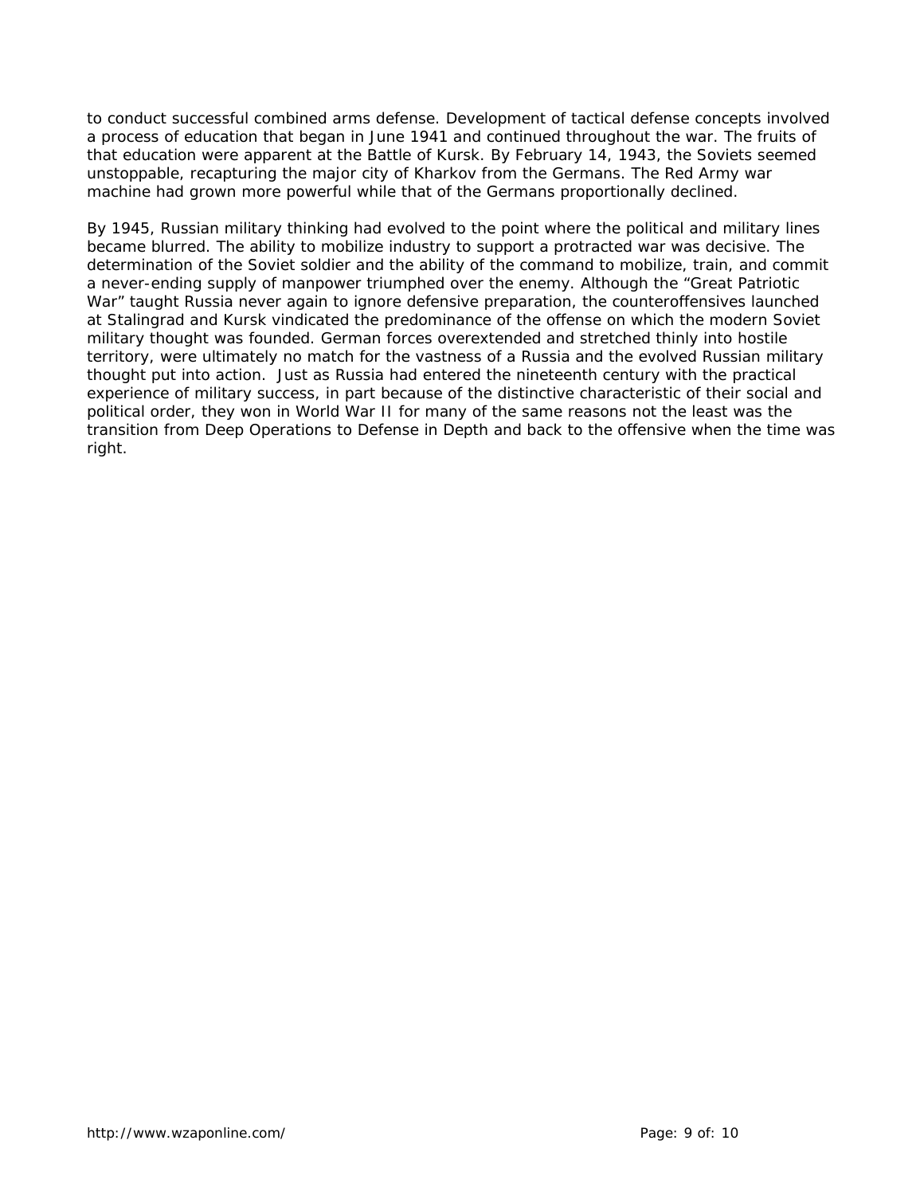to conduct successful combined arms defense. Development of tactical defense concepts involved a process of education that began in June 1941 and continued throughout the war. The fruits of that education were apparent at the Battle of Kursk. By February 14, 1943, the Soviets seemed unstoppable, recapturing the major city of Kharkov from the Germans. The Red Army war machine had grown more powerful while that of the Germans proportionally declined.

By 1945, Russian military thinking had evolved to the point where the political and military lines became blurred. The ability to mobilize industry to support a protracted war was decisive. The determination of the Soviet soldier and the ability of the command to mobilize, train, and commit a never-ending supply of manpower triumphed over the enemy. Although the "Great Patriotic War" taught Russia never again to ignore defensive preparation, the counteroffensives launched at Stalingrad and Kursk vindicated the predominance of the offense on which the modern Soviet military thought was founded. German forces overextended and stretched thinly into hostile territory, were ultimately no match for the vastness of a Russia and the evolved Russian military thought put into action. Just as Russia had entered the nineteenth century with the practical experience of military success, in part because of the distinctive characteristic of their social and political order, they won in World War II for many of the same reasons not the least was the transition from Deep Operations to Defense in Depth and back to the offensive when the time was right.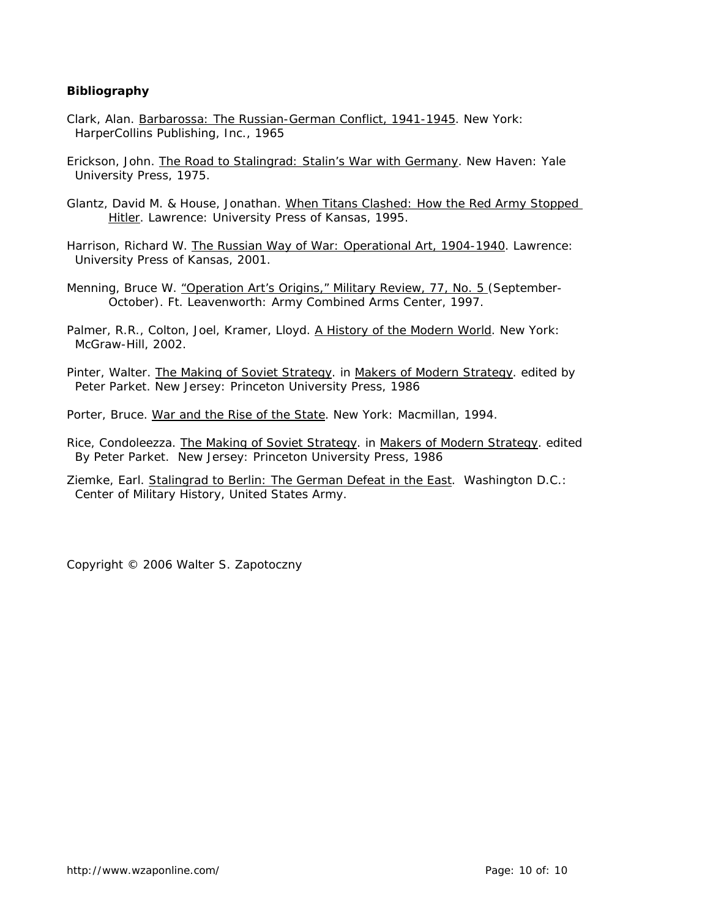**Bibliography**

Clark, Alan. Barbarossa: The Russian-German Conflict, 1941-1945. New York: HarperCollins Publishing, Inc., 1965

Erickson, John. The Road to Stalingrad: Stalin's War with Germany. New Haven: Yale University Press, 1975.

Glantz, David M. & House, Jonathan. When Titans Clashed: How the Red Army Stopped Hitler. Lawrence: University Press of Kansas, 1995.

Harrison, Richard W. The Russian Way of War: Operational Art, 1904-1940. Lawrence: University Press of Kansas, 2001.

Menning, Bruce W. "Operation Art's Origins," Military Review, 77, No. 5 (September-October). Ft. Leavenworth: Army Combined Arms Center, 1997.

Palmer, R.R., Colton, Joel, Kramer, Lloyd. A History of the Modern World. New York: McGraw-Hill, 2002.

Pinter, Walter. The Making of Soviet Strategy. in Makers of Modern Strategy. edited by Peter Parket. New Jersey: Princeton University Press, 1986

Porter, Bruce. War and the Rise of the State. New York: Macmillan, 1994.

Rice, Condoleezza. The Making of Soviet Strategy. in Makers of Modern Strategy. edited By Peter Parket. New Jersey: Princeton University Press, 1986

Ziemke, Earl. Stalingrad to Berlin: The German Defeat in the East. Washington D.C.: Center of Military History, United States Army.

Copyright © 2006 Walter S. Zapotoczny